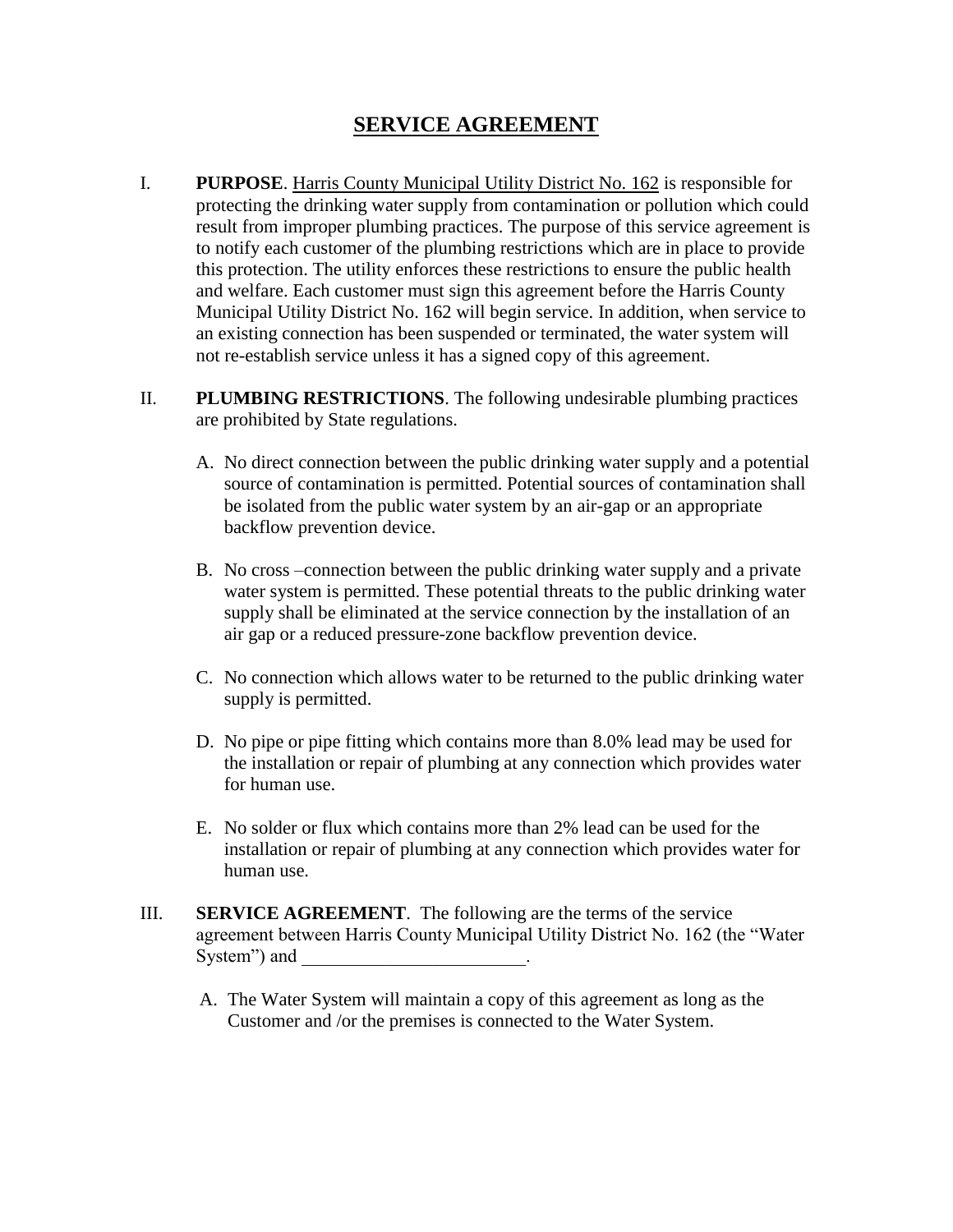# SERVICE AGREEMENT

I. **PURPOSE**. Harris County Municipal Utility District No. 162 is responsible for protecting the drinking water supply from contamination or pollution which could result from improper plumbing practices. The purpose of this service agreement is to notify each customer of the plumbing restrictions which are in place to provide this protection. The utility enforces these restrictions to ensure the public health and welfare. Each customer must sign this agreement before the Harris County Municipal Utility District No. 162 will begin service. In addition, when service to an existing connection has been suspended or terminated, the water system will not re-establish service unless it has a signed copy of this agreement.

II. **PLUMBING RESTRICTIONS**. The following undesirable plumbing practices are prohibited by State regulations.

A. No direct connection between the public drinking water supply and a potential source of contamination is permitted. Potential sources of contamination shall be isolated from the public water system by an air-gap or an appropriate backflow prevention device.

B. No cross –connection between the public drinking water supply and a private water system is permitted. These potential threats to the public drinking water supply shall be eliminated at the service connection by the installation of an air gap or a reduced pressure-zone backflow prevention device.

C. No connection which allows water to be returned to the public drinking water supply is permitted.

D. No pipe or pipe fitting which contains more than 8.0% lead may be used for the installation or repair of plumbing at any connection which provides water for human use.

E. No solder or flux which contains more than 2% lead can be used for the installation or repair of plumbing at any connection which provides water for human use.

III. **SERVICE AGREEMENT**. The following are the terms of the service agreement between Harris County Municipal Utility District No. 162 (the "Water System") and ________________________.

A. The Water System will maintain a copy of this agreement as long as the Customer and /or the premises is connected to the Water System.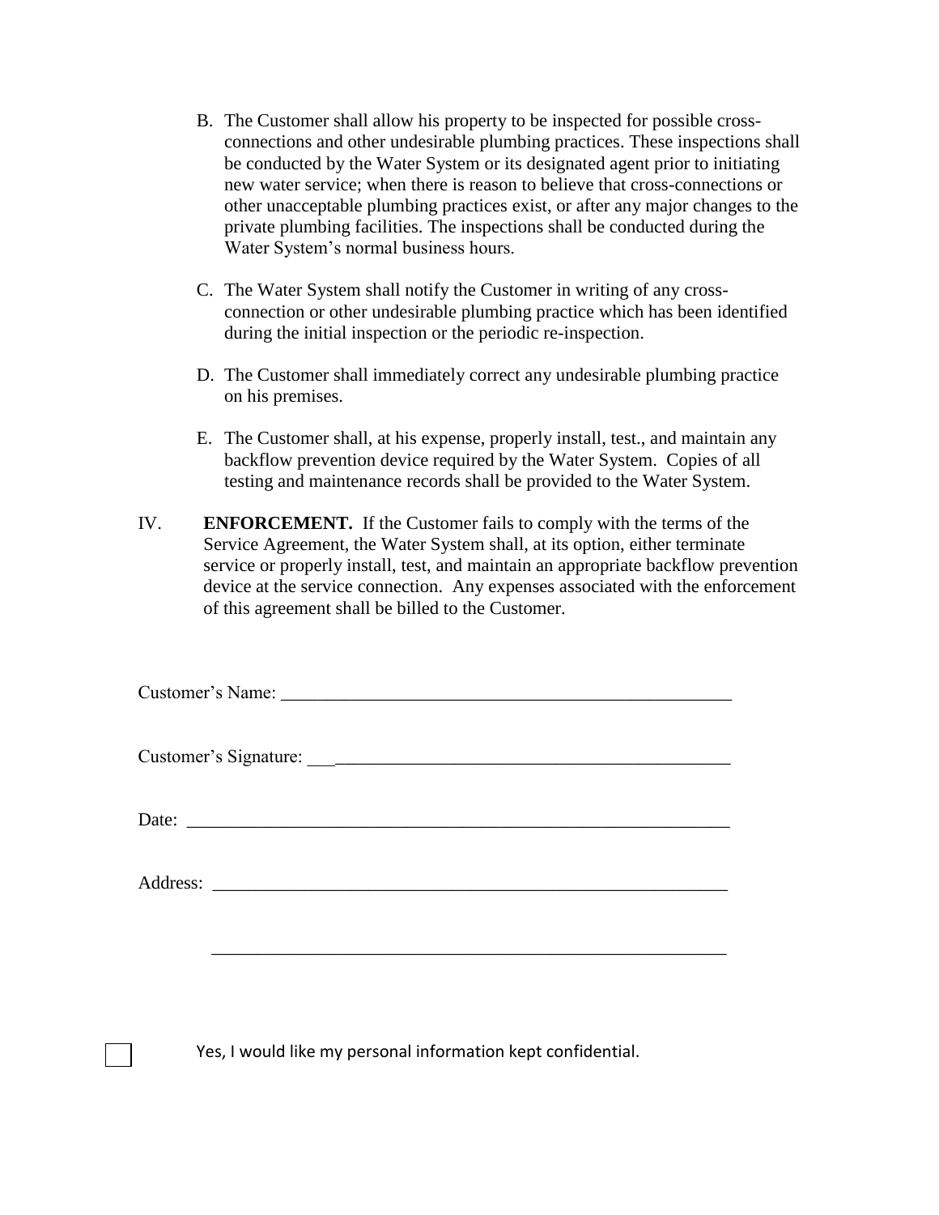B. The Customer shall allow his property to be inspected for possible cross-connections and other undesirable plumbing practices. These inspections shall be conducted by the Water System or its designated agent prior to initiating new water service; when there is reason to believe that cross-connections or other unacceptable plumbing practices exist, or after any major changes to the private plumbing facilities. The inspections shall be conducted during the Water System's normal business hours.

C. The Water System shall notify the Customer in writing of any cross-connection or other undesirable plumbing practice which has been identified during the initial inspection or the periodic re-inspection.

D. The Customer shall immediately correct any undesirable plumbing practice on his premises.

E. The Customer shall, at his expense, properly install, test., and maintain any backflow prevention device required by the Water System. Copies of all testing and maintenance records shall be provided to the Water System.

IV. **ENFORCEMENT.** If the Customer fails to comply with the terms of the Service Agreement, the Water System shall, at its option, either terminate service or properly install, test, and maintain an appropriate backflow prevention device at the service connection. Any expenses associated with the enforcement of this agreement shall be billed to the Customer.

Customer's Name: ____________________________________________________

Customer's Signature: ______________________________________________

Date: _______________________________________________________________

Address: ____________________________________________________________

____________________________________________________________

☐ Yes, I would like my personal information kept confidential.